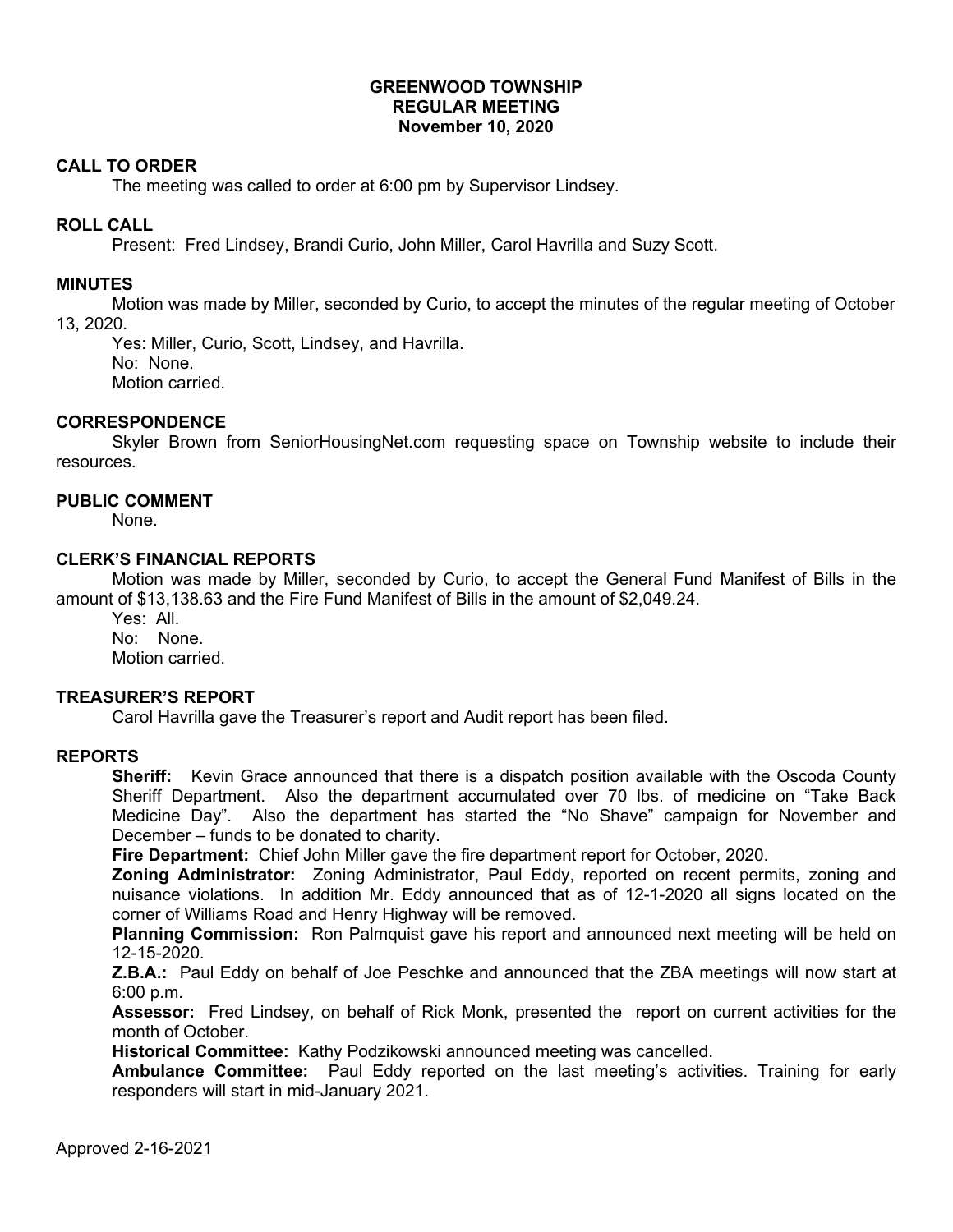# GREENWOOD TOWNSHIP
## REGULAR MEETING
### November 10, 2020

**CALL TO ORDER**

The meeting was called to order at 6:00 pm by Supervisor Lindsey.

**ROLL CALL**

Present: Fred Lindsey, Brandi Curio, John Miller, Carol Havrilla and Suzy Scott.

**MINUTES**

Motion was made by Miller, seconded by Curio, to accept the minutes of the regular meeting of October 13, 2020.

Yes: Miller, Curio, Scott, Lindsey, and Havrilla.
No: None.
Motion carried.

**CORRESPONDENCE**

Skyler Brown from SeniorHousingNet.com requesting space on Township website to include their resources.

**PUBLIC COMMENT**

None.

**CLERK'S FINANCIAL REPORTS**

Motion was made by Miller, seconded by Curio, to accept the General Fund Manifest of Bills in the amount of $13,138.63 and the Fire Fund Manifest of Bills in the amount of $2,049.24.

Yes: All.
No: None.
Motion carried.

**TREASURER'S REPORT**

Carol Havrilla gave the Treasurer's report and Audit report has been filed.

**REPORTS**

**Sheriff:** Kevin Grace announced that there is a dispatch position available with the Oscoda County Sheriff Department. Also the department accumulated over 70 lbs. of medicine on "Take Back Medicine Day". Also the department has started the "No Shave" campaign for November and December – funds to be donated to charity.

**Fire Department:** Chief John Miller gave the fire department report for October, 2020.

**Zoning Administrator:** Zoning Administrator, Paul Eddy, reported on recent permits, zoning and nuisance violations. In addition Mr. Eddy announced that as of 12-1-2020 all signs located on the corner of Williams Road and Henry Highway will be removed.

**Planning Commission:** Ron Palmquist gave his report and announced next meeting will be held on 12-15-2020.

**Z.B.A.:** Paul Eddy on behalf of Joe Peschke and announced that the ZBA meetings will now start at 6:00 p.m.

**Assessor:** Fred Lindsey, on behalf of Rick Monk, presented the report on current activities for the month of October.

**Historical Committee:** Kathy Podzikowski announced meeting was cancelled.

**Ambulance Committee:** Paul Eddy reported on the last meeting's activities. Training for early responders will start in mid-January 2021.

Approved 2-16-2021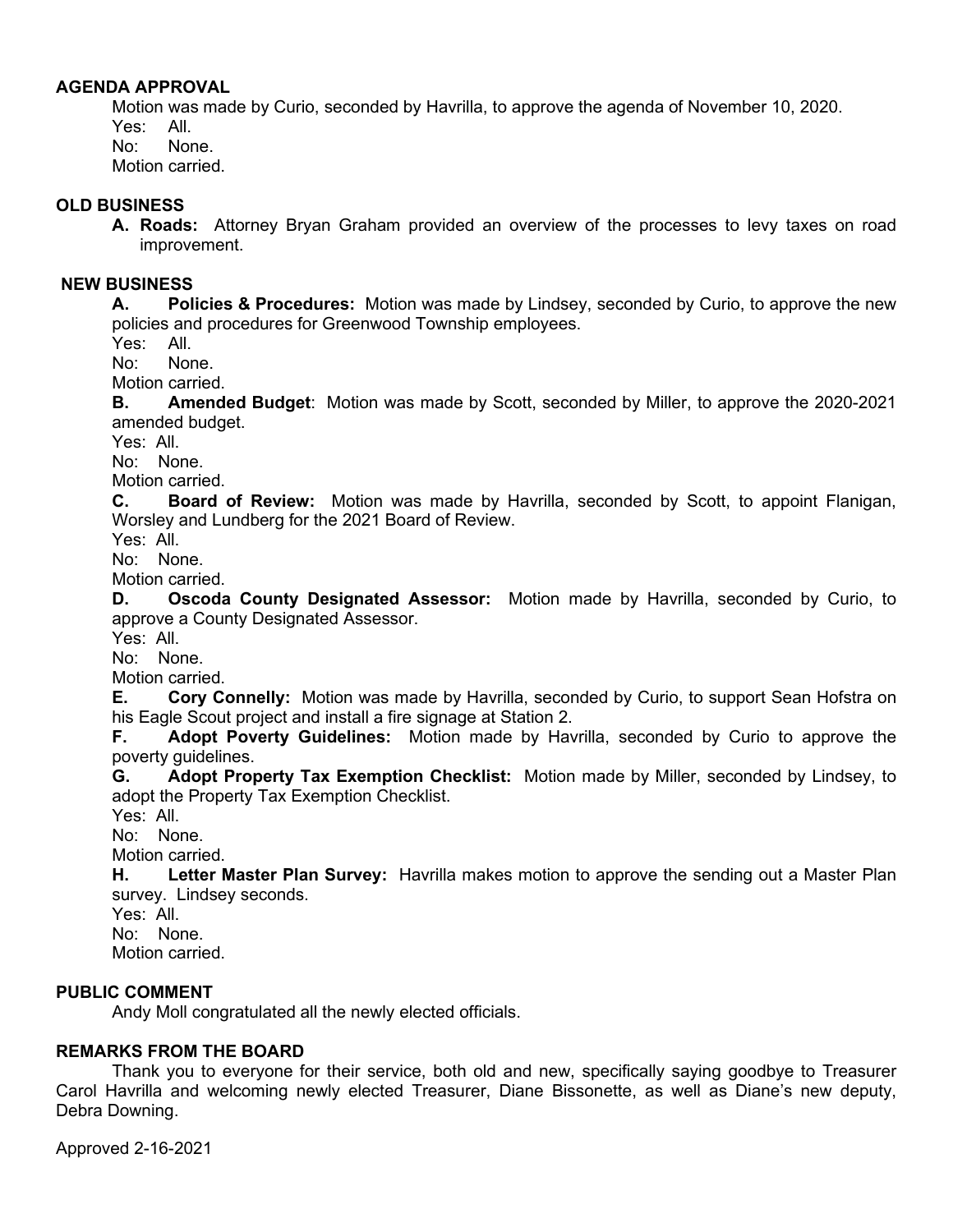**AGENDA APPROVAL**

Motion was made by Curio, seconded by Havrilla, to approve the agenda of November 10, 2020.
Yes: All.
No: None.
Motion carried.

**OLD BUSINESS**

**A. Roads:** Attorney Bryan Graham provided an overview of the processes to levy taxes on road improvement.

**NEW BUSINESS**

**A. Policies & Procedures:** Motion was made by Lindsey, seconded by Curio, to approve the new policies and procedures for Greenwood Township employees.
Yes: All.
No: None.
Motion carried.

**B. Amended Budget**: Motion was made by Scott, seconded by Miller, to approve the 2020-2021 amended budget.
Yes: All.
No: None.
Motion carried.

**C. Board of Review:** Motion was made by Havrilla, seconded by Scott, to appoint Flanigan, Worsley and Lundberg for the 2021 Board of Review.
Yes: All.
No: None.
Motion carried.

**D. Oscoda County Designated Assessor:** Motion made by Havrilla, seconded by Curio, to approve a County Designated Assessor.
Yes: All.
No: None.
Motion carried.

**E. Cory Connelly:** Motion was made by Havrilla, seconded by Curio, to support Sean Hofstra on his Eagle Scout project and install a fire signage at Station 2.

**F. Adopt Poverty Guidelines:** Motion made by Havrilla, seconded by Curio to approve the poverty guidelines.

**G. Adopt Property Tax Exemption Checklist:** Motion made by Miller, seconded by Lindsey, to adopt the Property Tax Exemption Checklist.
Yes: All.
No: None.
Motion carried.

**H. Letter Master Plan Survey:** Havrilla makes motion to approve the sending out a Master Plan survey. Lindsey seconds.
Yes: All.
No: None.
Motion carried.

**PUBLIC COMMENT**

Andy Moll congratulated all the newly elected officials.

**REMARKS FROM THE BOARD**

Thank you to everyone for their service, both old and new, specifically saying goodbye to Treasurer Carol Havrilla and welcoming newly elected Treasurer, Diane Bissonette, as well as Diane's new deputy, Debra Downing.

Approved 2-16-2021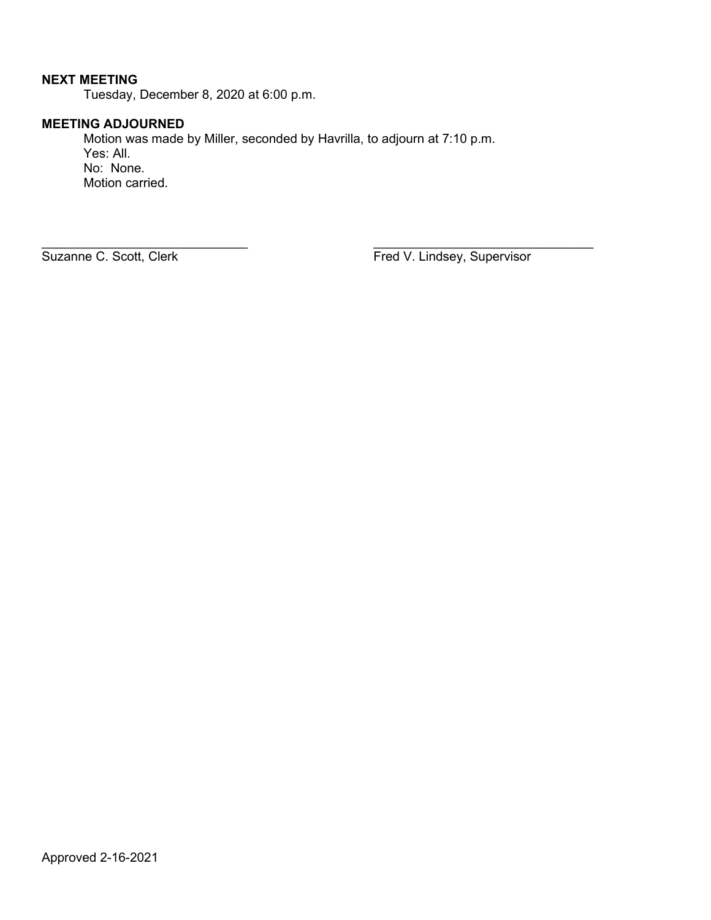**NEXT MEETING**

Tuesday, December 8, 2020 at 6:00 p.m.

**MEETING ADJOURNED**

Motion was made by Miller, seconded by Havrilla, to adjourn at 7:10 p.m.
Yes: All.
No: None.
Motion carried.

_____________________________ Suzanne C. Scott, Clerk

_____________________________ Fred V. Lindsey, Supervisor

Approved 2-16-2021